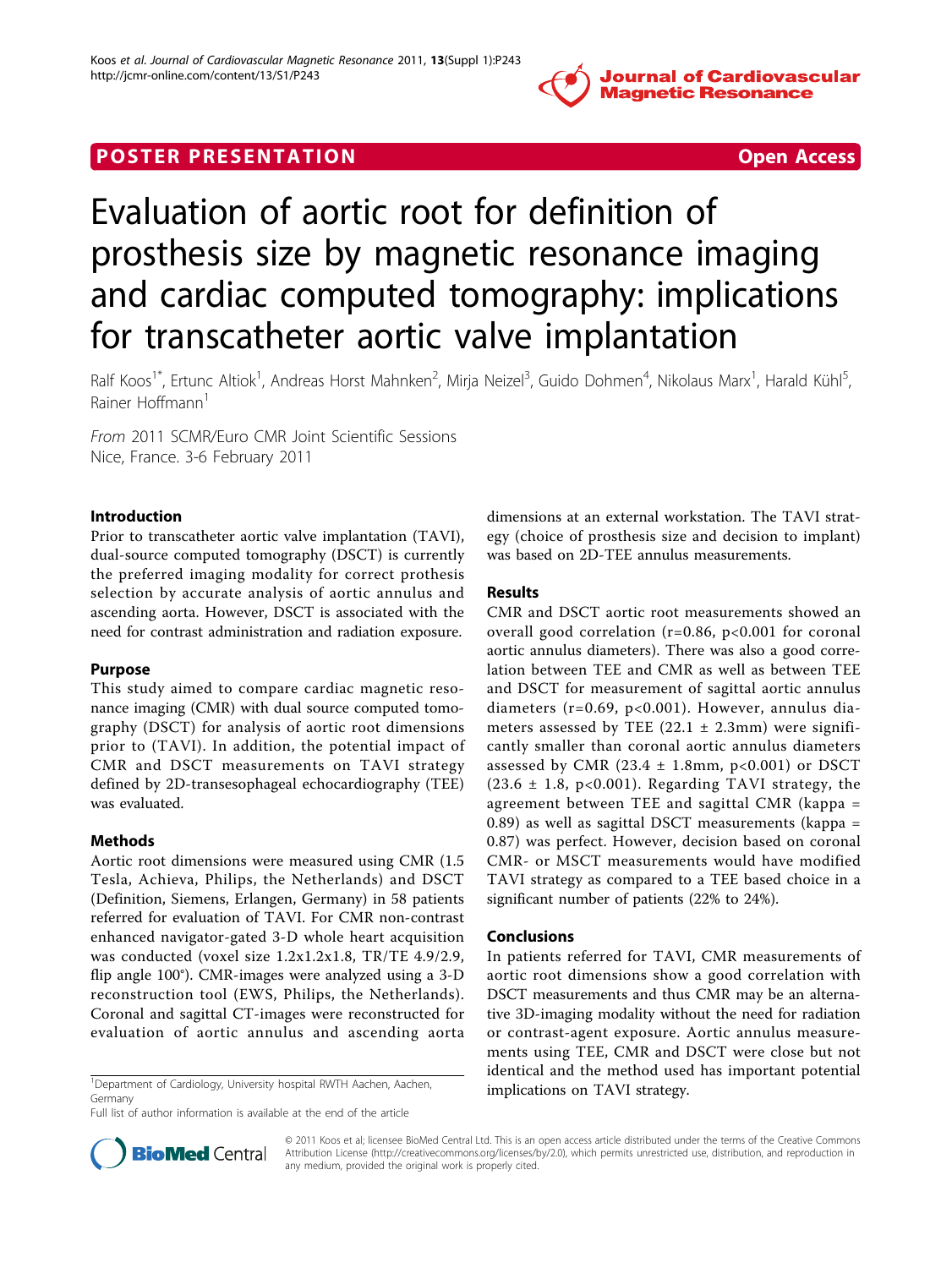POSTER PRESENTATION Open Access

# Evaluation of aortic root for definition of prosthesis size by magnetic resonance imaging and cardiac computed tomography: implications for transcatheter aortic valve implantation

Ralf Koos[1*], Ertunc Altiok[1], Andreas Horst Mahnken[2], Mirja Neizel[3], Guido Dohmen[4], Nikolaus Marx[1], Harald Kühl[5], Rainer Hoffmann[1]

*From* 2011 SCMR/Euro CMR Joint Scientific Sessions
Nice, France. 3-6 February 2011

## Introduction

Prior to transcatheter aortic valve implantation (TAVI), dual-source computed tomography (DSCT) is currently the preferred imaging modality for correct prothesis selection by accurate analysis of aortic annulus and ascending aorta. However, DSCT is associated with the need for contrast administration and radiation exposure.

## Purpose

This study aimed to compare cardiac magnetic resonance imaging (CMR) with dual source computed tomography (DSCT) for analysis of aortic root dimensions prior to (TAVI). In addition, the potential impact of CMR and DSCT measurements on TAVI strategy defined by 2D-transesophageal echocardiography (TEE) was evaluated.

## Methods

Aortic root dimensions were measured using CMR (1.5 Tesla, Achieva, Philips, the Netherlands) and DSCT (Definition, Siemens, Erlangen, Germany) in 58 patients referred for evaluation of TAVI. For CMR non-contrast enhanced navigator-gated 3-D whole heart acquisition was conducted (voxel size 1.2x1.2x1.8, TR/TE 4.9/2.9, flip angle 100°). CMR-images were analyzed using a 3-D reconstruction tool (EWS, Philips, the Netherlands). Coronal and sagittal CT-images were reconstructed for evaluation of aortic annulus and ascending aorta dimensions at an external workstation. The TAVI strategy (choice of prosthesis size and decision to implant) was based on 2D-TEE annulus measurements.

## Results

CMR and DSCT aortic root measurements showed an overall good correlation ($r=0.86$, $p<0.001$ for coronal aortic annulus diameters). There was also a good correlation between TEE and CMR as well as between TEE and DSCT for measurement of sagittal aortic annulus diameters ($r=0.69$, $p<0.001$). However, annulus diameters assessed by TEE (22.1 ± 2.3mm) were significantly smaller than coronal aortic annulus diameters assessed by CMR (23.4 ± 1.8mm, $p<0.001$) or DSCT (23.6 ± 1.8, $p<0.001$). Regarding TAVI strategy, the agreement between TEE and sagittal CMR (kappa = 0.89) as well as sagittal DSCT measurements (kappa = 0.87) was perfect. However, decision based on coronal CMR- or MSCT measurements would have modified TAVI strategy as compared to a TEE based choice in a significant number of patients (22% to 24%).

## Conclusions

In patients referred for TAVI, CMR measurements of aortic root dimensions show a good correlation with DSCT measurements and thus CMR may be an alternative 3D-imaging modality without the need for radiation or contrast-agent exposure. Aortic annulus measurements using TEE, CMR and DSCT were close but not identical and the method used has important potential implications on TAVI strategy.

[1]Department of Cardiology, University hospital RWTH Aachen, Aachen, Germany
Full list of author information is available at the end of the article

© 2011 Koos et al; licensee BioMed Central Ltd. This is an open access article distributed under the terms of the Creative Commons Attribution License (http://creativecommons.org/licenses/by/2.0), which permits unrestricted use, distribution, and reproduction in any medium, provided the original work is properly cited.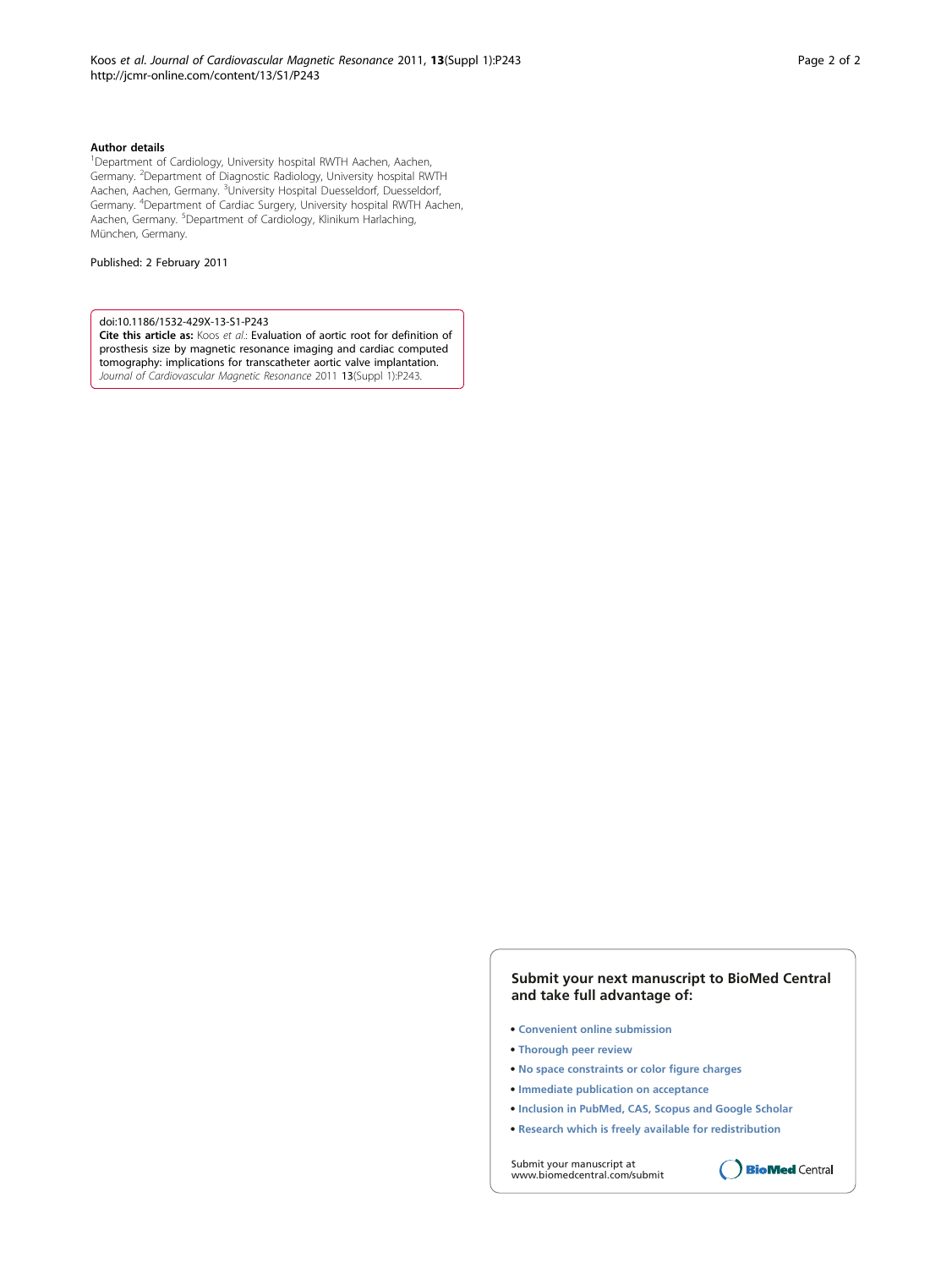#### Author details

[1]Department of Cardiology, University hospital RWTH Aachen, Aachen, Germany. [2]Department of Diagnostic Radiology, University hospital RWTH Aachen, Aachen, Germany. [3]University Hospital Duesseldorf, Duesseldorf, Germany. [4]Department of Cardiac Surgery, University hospital RWTH Aachen, Aachen, Germany. [5]Department of Cardiology, Klinikum Harlaching, München, Germany.

Published: 2 February 2011

doi:10.1186/1532-429X-13-S1-P243

**Cite this article as:** Koos *et al.*: Evaluation of aortic root for definition of prosthesis size by magnetic resonance imaging and cardiac computed tomography: implications for transcatheter aortic valve implantation. *Journal of Cardiovascular Magnetic Resonance* 2011 **13**(Suppl 1):P243.

**Submit your next manuscript to BioMed Central and take full advantage of:**

- **Convenient online submission**
- **Thorough peer review**
- **No space constraints or color figure charges**
- **Immediate publication on acceptance**
- **Inclusion in PubMed, CAS, Scopus and Google Scholar**
- **Research which is freely available for redistribution**

Submit your manuscript at
www.biomedcentral.com/submit

BioMed Central